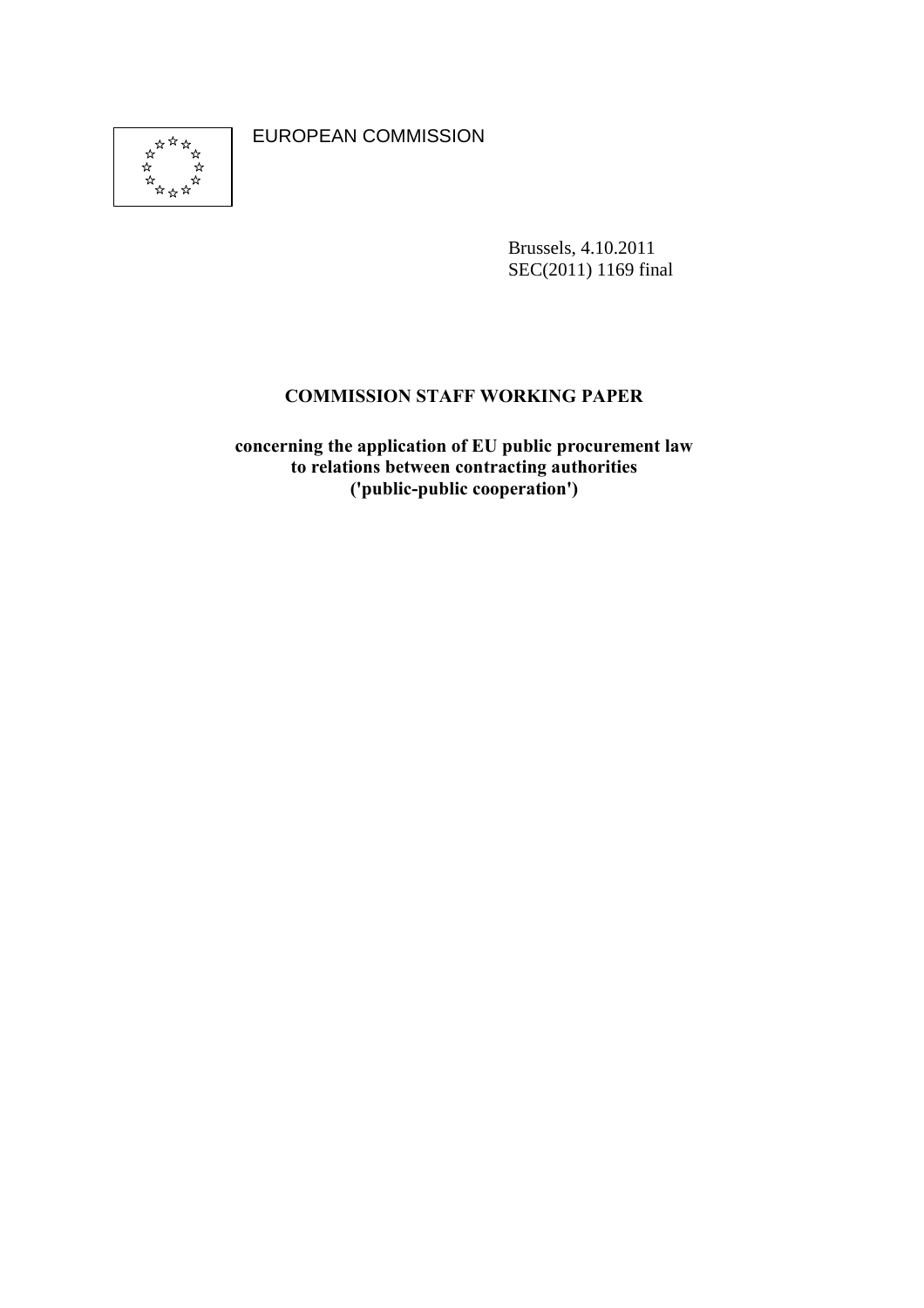EUROPEAN COMMISSION

Brussels, 4.10.2011
SEC(2011) 1169 final

# COMMISSION STAFF WORKING PAPER

**concerning the application of EU public procurement law to relations between contracting authorities ('public-public cooperation')**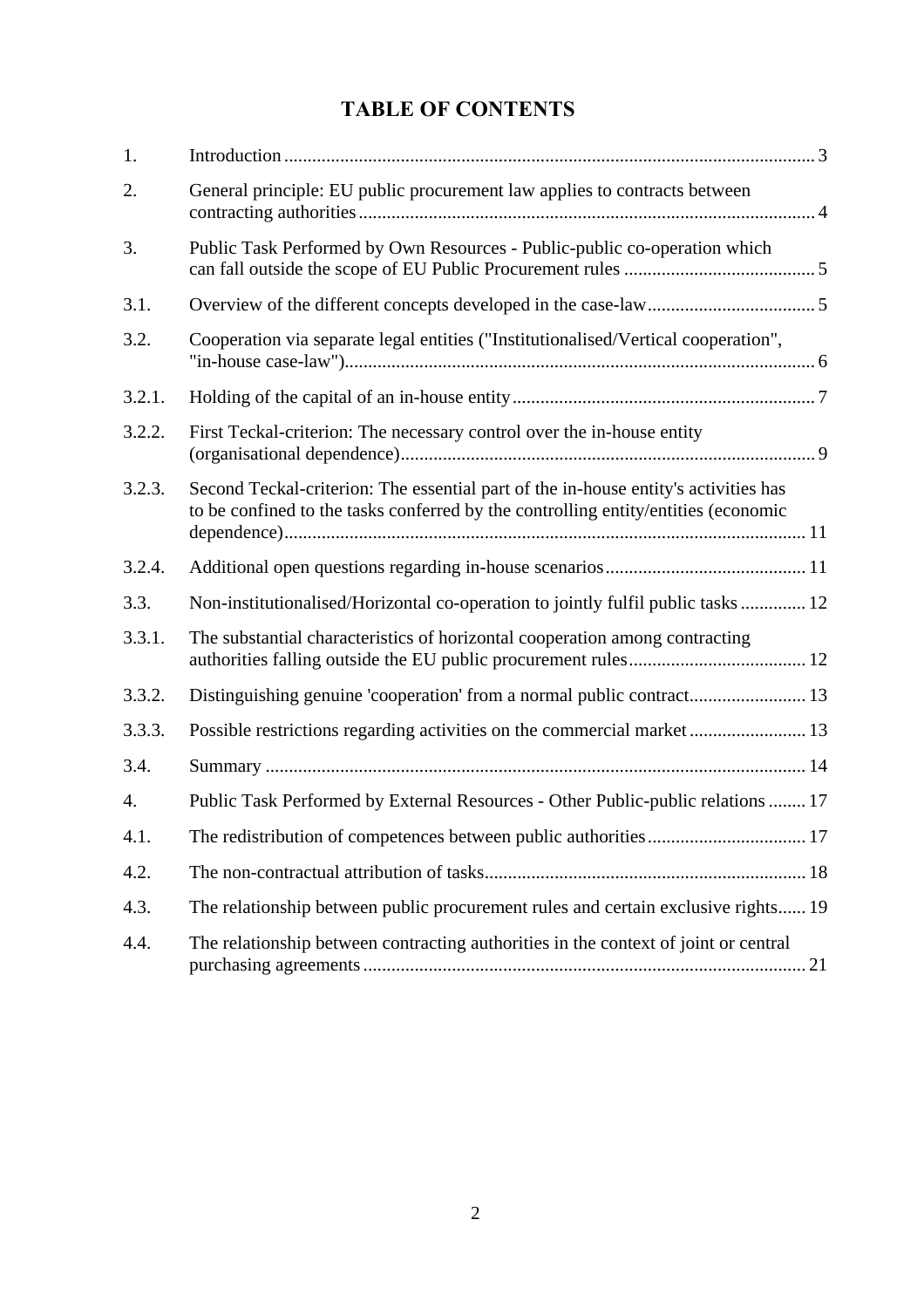# TABLE OF CONTENTS

| | | |
|---|---|---|
| 1. | Introduction | 3 |
| 2. | General principle: EU public procurement law applies to contracts between contracting authorities | 4 |
| 3. | Public Task Performed by Own Resources - Public-public co-operation which can fall outside the scope of EU Public Procurement rules | 5 |
| 3.1. | Overview of the different concepts developed in the case-law | 5 |
| 3.2. | Cooperation via separate legal entities ("Institutionalised/Vertical cooperation", "in-house case-law") | 6 |
| 3.2.1. | Holding of the capital of an in-house entity | 7 |
| 3.2.2. | First Teckal-criterion: The necessary control over the in-house entity (organisational dependence) | 9 |
| 3.2.3. | Second Teckal-criterion: The essential part of the in-house entity's activities has to be confined to the tasks conferred by the controlling entity/entities (economic dependence) | 11 |
| 3.2.4. | Additional open questions regarding in-house scenarios | 11 |
| 3.3. | Non-institutionalised/Horizontal co-operation to jointly fulfil public tasks | 12 |
| 3.3.1. | The substantial characteristics of horizontal cooperation among contracting authorities falling outside the EU public procurement rules | 12 |
| 3.3.2. | Distinguishing genuine 'cooperation' from a normal public contract | 13 |
| 3.3.3. | Possible restrictions regarding activities on the commercial market | 13 |
| 3.4. | Summary | 14 |
| 4. | Public Task Performed by External Resources - Other Public-public relations | 17 |
| 4.1. | The redistribution of competences between public authorities | 17 |
| 4.2. | The non-contractual attribution of tasks | 18 |
| 4.3. | The relationship between public procurement rules and certain exclusive rights | 19 |
| 4.4. | The relationship between contracting authorities in the context of joint or central purchasing agreements | 21 |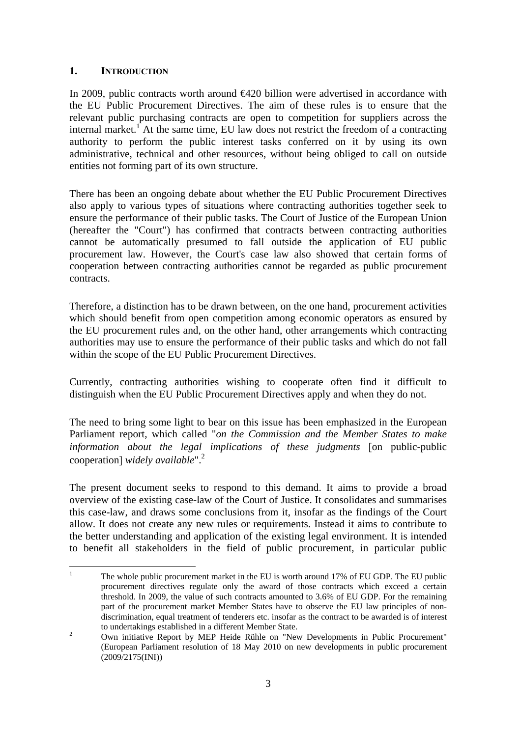## 1. INTRODUCTION

In 2009, public contracts worth around €420 billion were advertised in accordance with the EU Public Procurement Directives. The aim of these rules is to ensure that the relevant public purchasing contracts are open to competition for suppliers across the internal market.[1] At the same time, EU law does not restrict the freedom of a contracting authority to perform the public interest tasks conferred on it by using its own administrative, technical and other resources, without being obliged to call on outside entities not forming part of its own structure.

There has been an ongoing debate about whether the EU Public Procurement Directives also apply to various types of situations where contracting authorities together seek to ensure the performance of their public tasks. The Court of Justice of the European Union (hereafter the "Court") has confirmed that contracts between contracting authorities cannot be automatically presumed to fall outside the application of EU public procurement law. However, the Court's case law also showed that certain forms of cooperation between contracting authorities cannot be regarded as public procurement contracts.

Therefore, a distinction has to be drawn between, on the one hand, procurement activities which should benefit from open competition among economic operators as ensured by the EU procurement rules and, on the other hand, other arrangements which contracting authorities may use to ensure the performance of their public tasks and which do not fall within the scope of the EU Public Procurement Directives.

Currently, contracting authorities wishing to cooperate often find it difficult to distinguish when the EU Public Procurement Directives apply and when they do not.

The need to bring some light to bear on this issue has been emphasized in the European Parliament report, which called "*on the Commission and the Member States to make information about the legal implications of these judgments* [on public-public cooperation] *widely available*".[2]

The present document seeks to respond to this demand. It aims to provide a broad overview of the existing case-law of the Court of Justice. It consolidates and summarises this case-law, and draws some conclusions from it, insofar as the findings of the Court allow. It does not create any new rules or requirements. Instead it aims to contribute to the better understanding and application of the existing legal environment. It is intended to benefit all stakeholders in the field of public procurement, in particular public

---

[1] The whole public procurement market in the EU is worth around 17% of EU GDP. The EU public procurement directives regulate only the award of those contracts which exceed a certain threshold. In 2009, the value of such contracts amounted to 3.6% of EU GDP. For the remaining part of the procurement market Member States have to observe the EU law principles of non-discrimination, equal treatment of tenderers etc. insofar as the contract to be awarded is of interest to undertakings established in a different Member State.

[2] Own initiative Report by MEP Heide Rühle on "New Developments in Public Procurement" (European Parliament resolution of 18 May 2010 on new developments in public procurement (2009/2175(INI))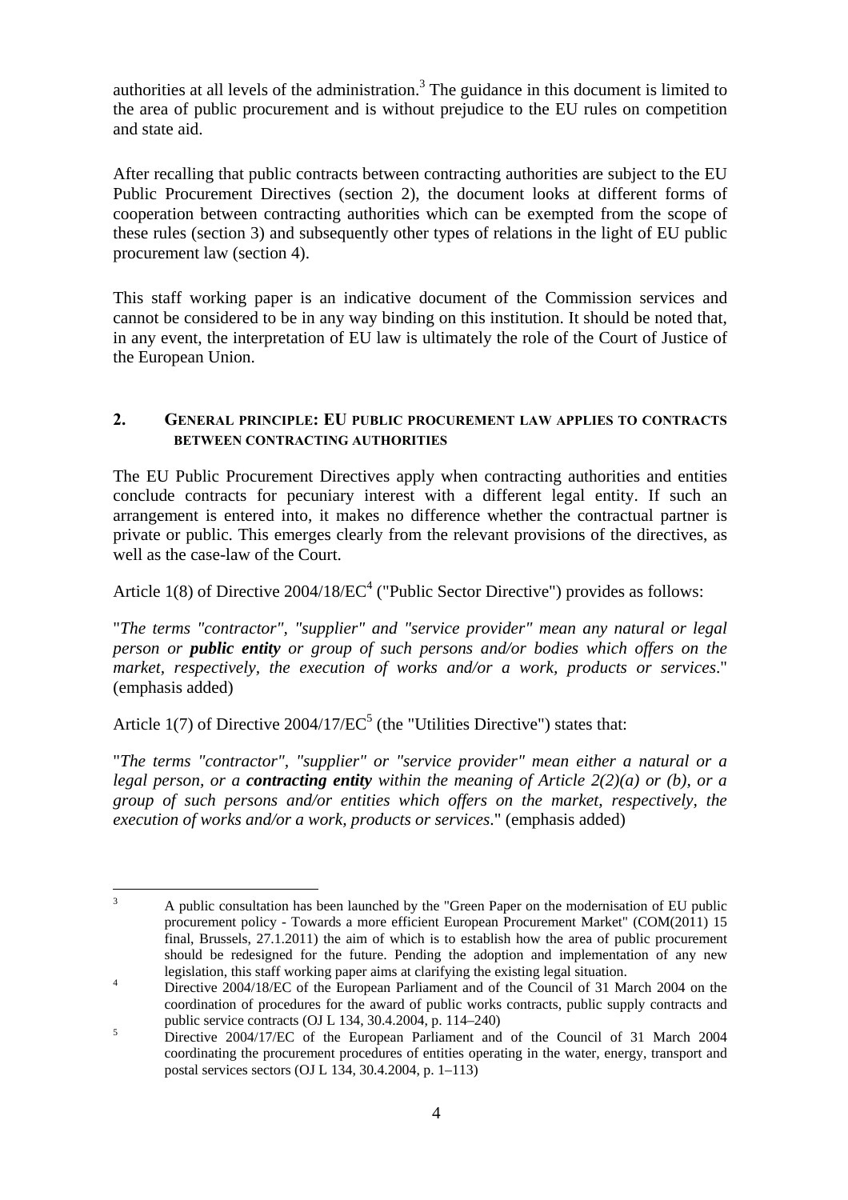authorities at all levels of the administration.[3] The guidance in this document is limited to the area of public procurement and is without prejudice to the EU rules on competition and state aid.

After recalling that public contracts between contracting authorities are subject to the EU Public Procurement Directives (section 2), the document looks at different forms of cooperation between contracting authorities which can be exempted from the scope of these rules (section 3) and subsequently other types of relations in the light of EU public procurement law (section 4).

This staff working paper is an indicative document of the Commission services and cannot be considered to be in any way binding on this institution. It should be noted that, in any event, the interpretation of EU law is ultimately the role of the Court of Justice of the European Union.

## 2. General principle: EU public procurement law applies to contracts between contracting authorities

The EU Public Procurement Directives apply when contracting authorities and entities conclude contracts for pecuniary interest with a different legal entity. If such an arrangement is entered into, it makes no difference whether the contractual partner is private or public. This emerges clearly from the relevant provisions of the directives, as well as the case-law of the Court.

Article 1(8) of Directive 2004/18/EC[4] ("Public Sector Directive") provides as follows:

"*The terms "contractor", "supplier" and "service provider" mean any natural or legal person or **public entity** or group of such persons and/or bodies which offers on the market, respectively, the execution of works and/or a work, products or services*." (emphasis added)

Article 1(7) of Directive 2004/17/EC[5] (the "Utilities Directive") states that:

"*The terms "contractor", "supplier" or "service provider" mean either a natural or a legal person, or a **contracting entity** within the meaning of Article 2(2)(a) or (b), or a group of such persons and/or entities which offers on the market, respectively, the execution of works and/or a work, products or services*." (emphasis added)

---

[3] A public consultation has been launched by the "Green Paper on the modernisation of EU public procurement policy - Towards a more efficient European Procurement Market" (COM(2011) 15 final, Brussels, 27.1.2011) the aim of which is to establish how the area of public procurement should be redesigned for the future. Pending the adoption and implementation of any new legislation, this staff working paper aims at clarifying the existing legal situation.

[4] Directive 2004/18/EC of the European Parliament and of the Council of 31 March 2004 on the coordination of procedures for the award of public works contracts, public supply contracts and public service contracts (OJ L 134, 30.4.2004, p. 114–240)

[5] Directive 2004/17/EC of the European Parliament and of the Council of 31 March 2004 coordinating the procurement procedures of entities operating in the water, energy, transport and postal services sectors (OJ L 134, 30.4.2004, p. 1–113)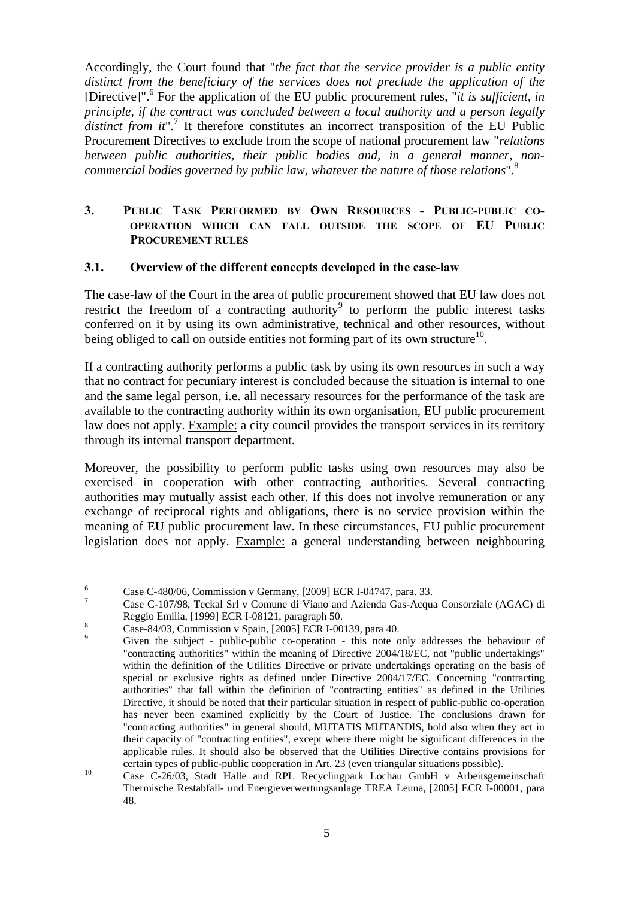Accordingly, the Court found that "*the fact that the service provider is a public entity distinct from the beneficiary of the services does not preclude the application of the* [Directive]".[6] For the application of the EU public procurement rules, "*it is sufficient, in principle, if the contract was concluded between a local authority and a person legally distinct from it*".[7] It therefore constitutes an incorrect transposition of the EU Public Procurement Directives to exclude from the scope of national procurement law "*relations between public authorities, their public bodies and, in a general manner, non-commercial bodies governed by public law, whatever the nature of those relations*".[8]

## 3. PUBLIC TASK PERFORMED BY OWN RESOURCES - PUBLIC-PUBLIC CO-OPERATION WHICH CAN FALL OUTSIDE THE SCOPE OF EU PUBLIC PROCUREMENT RULES

### 3.1. Overview of the different concepts developed in the case-law

The case-law of the Court in the area of public procurement showed that EU law does not restrict the freedom of a contracting authority[9] to perform the public interest tasks conferred on it by using its own administrative, technical and other resources, without being obliged to call on outside entities not forming part of its own structure[10].

If a contracting authority performs a public task by using its own resources in such a way that no contract for pecuniary interest is concluded because the situation is internal to one and the same legal person, i.e. all necessary resources for the performance of the task are available to the contracting authority within its own organisation, EU public procurement law does not apply. Example: a city council provides the transport services in its territory through its internal transport department.

Moreover, the possibility to perform public tasks using own resources may also be exercised in cooperation with other contracting authorities. Several contracting authorities may mutually assist each other. If this does not involve remuneration or any exchange of reciprocal rights and obligations, there is no service provision within the meaning of EU public procurement law. In these circumstances, EU public procurement legislation does not apply. Example: a general understanding between neighbouring

---

[6] Case C-480/06, Commission v Germany, [2009] ECR I-04747, para. 33.

[7] Case C-107/98, Teckal Srl v Comune di Viano and Azienda Gas-Acqua Consorziale (AGAC) di Reggio Emilia, [1999] ECR I-08121, paragraph 50.

[8] Case-84/03, Commission v Spain, [2005] ECR I-00139, para 40.

[9] Given the subject - public-public co-operation - this note only addresses the behaviour of "contracting authorities" within the meaning of Directive 2004/18/EC, not "public undertakings" within the definition of the Utilities Directive or private undertakings operating on the basis of special or exclusive rights as defined under Directive 2004/17/EC. Concerning "contracting authorities" that fall within the definition of "contracting entities" as defined in the Utilities Directive, it should be noted that their particular situation in respect of public-public co-operation has never been examined explicitly by the Court of Justice. The conclusions drawn for "contracting authorities" in general should, MUTATIS MUTANDIS, hold also when they act in their capacity of "contracting entities", except where there might be significant differences in the applicable rules. It should also be observed that the Utilities Directive contains provisions for certain types of public-public cooperation in Art. 23 (even triangular situations possible).

[10] Case C-26/03, Stadt Halle and RPL Recyclingpark Lochau GmbH v Arbeitsgemeinschaft Thermische Restabfall- und Energieverwertungsanlage TREA Leuna, [2005] ECR I-00001, para 48.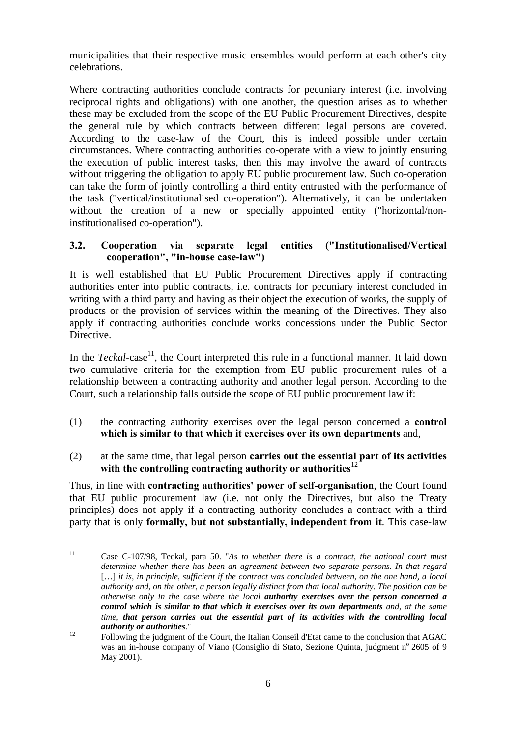municipalities that their respective music ensembles would perform at each other's city celebrations.

Where contracting authorities conclude contracts for pecuniary interest (i.e. involving reciprocal rights and obligations) with one another, the question arises as to whether these may be excluded from the scope of the EU Public Procurement Directives, despite the general rule by which contracts between different legal persons are covered. According to the case-law of the Court, this is indeed possible under certain circumstances. Where contracting authorities co-operate with a view to jointly ensuring the execution of public interest tasks, then this may involve the award of contracts without triggering the obligation to apply EU public procurement law. Such co-operation can take the form of jointly controlling a third entity entrusted with the performance of the task ("vertical/institutionalised co-operation"). Alternatively, it can be undertaken without the creation of a new or specially appointed entity ("horizontal/non-institutionalised co-operation").

### 3.2. Cooperation via separate legal entities ("Institutionalised/Vertical cooperation", "in-house case-law")

It is well established that EU Public Procurement Directives apply if contracting authorities enter into public contracts, i.e. contracts for pecuniary interest concluded in writing with a third party and having as their object the execution of works, the supply of products or the provision of services within the meaning of the Directives. They also apply if contracting authorities conclude works concessions under the Public Sector Directive.

In the *Teckal*-case[11], the Court interpreted this rule in a functional manner. It laid down two cumulative criteria for the exemption from EU public procurement rules of a relationship between a contracting authority and another legal person. According to the Court, such a relationship falls outside the scope of EU public procurement law if:

(1) the contracting authority exercises over the legal person concerned a **control which is similar to that which it exercises over its own departments** and,

(2) at the same time, that legal person **carries out the essential part of its activities with the controlling contracting authority or authorities**[12]

Thus, in line with **contracting authorities' power of self-organisation**, the Court found that EU public procurement law (i.e. not only the Directives, but also the Treaty principles) does not apply if a contracting authority concludes a contract with a third party that is only **formally, but not substantially, independent from it**. This case-law

---

[11] Case C-107/98, Teckal, para 50. "*As to whether there is a contract, the national court must determine whether there has been an agreement between two separate persons. In that regard* […] *it is, in principle, sufficient if the contract was concluded between, on the one hand, a local authority and, on the other, a person legally distinct from that local authority. The position can be otherwise only in the case where the local* ***authority exercises over the person concerned a control which is similar to that which it exercises over its own departments*** *and, at the same time,* ***that person carries out the essential part of its activities with the controlling local authority or authorities***."

[12] Following the judgment of the Court, the Italian Conseil d'Etat came to the conclusion that AGAC was an in-house company of Viano (Consiglio di Stato, Sezione Quinta, judgment nº 2605 of 9 May 2001).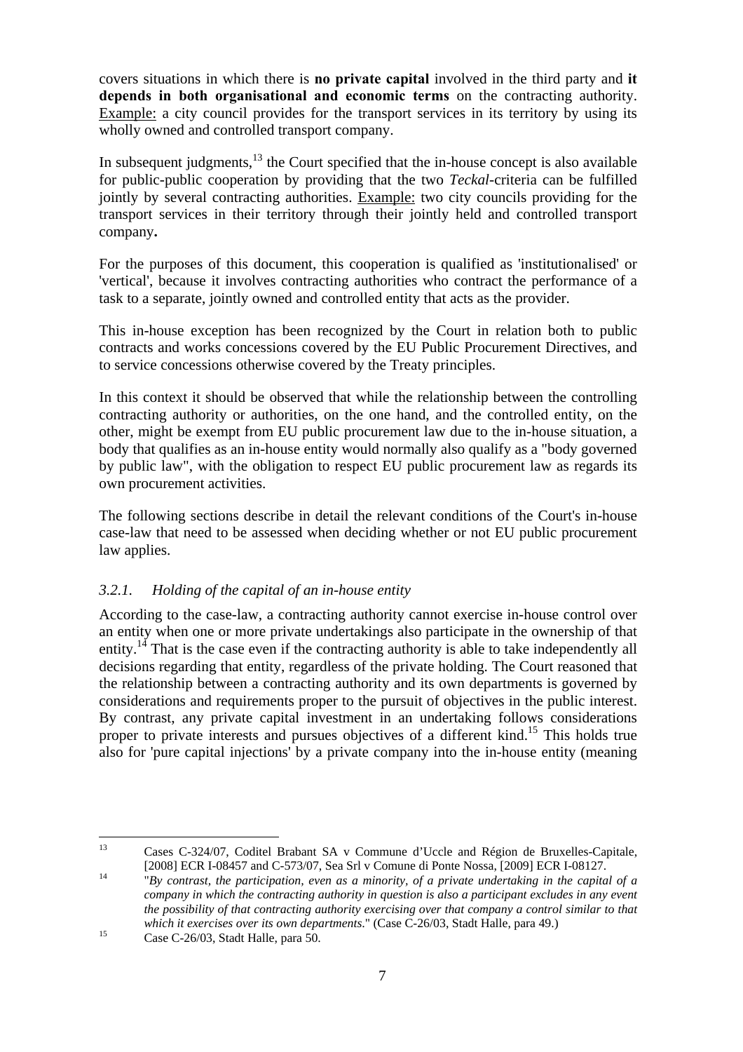covers situations in which there is **no private capital** involved in the third party and **it depends in both organisational and economic terms** on the contracting authority. Example: a city council provides for the transport services in its territory by using its wholly owned and controlled transport company.

In subsequent judgments,[13] the Court specified that the in-house concept is also available for public-public cooperation by providing that the two *Teckal*-criteria can be fulfilled jointly by several contracting authorities. Example: two city councils providing for the transport services in their territory through their jointly held and controlled transport company.

For the purposes of this document, this cooperation is qualified as 'institutionalised' or 'vertical', because it involves contracting authorities who contract the performance of a task to a separate, jointly owned and controlled entity that acts as the provider.

This in-house exception has been recognized by the Court in relation both to public contracts and works concessions covered by the EU Public Procurement Directives, and to service concessions otherwise covered by the Treaty principles.

In this context it should be observed that while the relationship between the controlling contracting authority or authorities, on the one hand, and the controlled entity, on the other, might be exempt from EU public procurement law due to the in-house situation, a body that qualifies as an in-house entity would normally also qualify as a "body governed by public law", with the obligation to respect EU public procurement law as regards its own procurement activities.

The following sections describe in detail the relevant conditions of the Court's in-house case-law that need to be assessed when deciding whether or not EU public procurement law applies.

### *3.2.1. Holding of the capital of an in-house entity*

According to the case-law, a contracting authority cannot exercise in-house control over an entity when one or more private undertakings also participate in the ownership of that entity.[14] That is the case even if the contracting authority is able to take independently all decisions regarding that entity, regardless of the private holding. The Court reasoned that the relationship between a contracting authority and its own departments is governed by considerations and requirements proper to the pursuit of objectives in the public interest. By contrast, any private capital investment in an undertaking follows considerations proper to private interests and pursues objectives of a different kind.[15] This holds true also for 'pure capital injections' by a private company into the in-house entity (meaning

---

[13] Cases C-324/07, Coditel Brabant SA v Commune d'Uccle and Région de Bruxelles-Capitale, [2008] ECR I-08457 and C-573/07, Sea Srl v Comune di Ponte Nossa, [2009] ECR I-08127.

[14] "*By contrast, the participation, even as a minority, of a private undertaking in the capital of a company in which the contracting authority in question is also a participant excludes in any event the possibility of that contracting authority exercising over that company a control similar to that which it exercises over its own departments.*" (Case C-26/03, Stadt Halle, para 49.)

[15] Case C-26/03, Stadt Halle, para 50.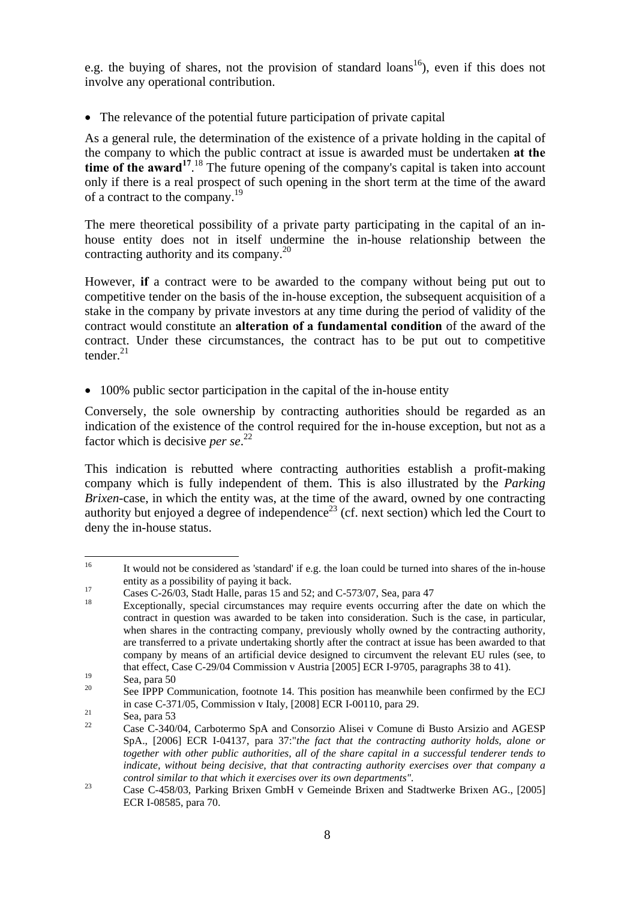e.g. the buying of shares, not the provision of standard loans[16]), even if this does not involve any operational contribution.

- The relevance of the potential future participation of private capital

As a general rule, the determination of the existence of a private holding in the capital of the company to which the public contract at issue is awarded must be undertaken **at the time of the award**[17].[18] The future opening of the company's capital is taken into account only if there is a real prospect of such opening in the short term at the time of the award of a contract to the company.[19]

The mere theoretical possibility of a private party participating in the capital of an in-house entity does not in itself undermine the in-house relationship between the contracting authority and its company.[20]

However, **if** a contract were to be awarded to the company without being put out to competitive tender on the basis of the in-house exception, the subsequent acquisition of a stake in the company by private investors at any time during the period of validity of the contract would constitute an **alteration of a fundamental condition** of the award of the contract. Under these circumstances, the contract has to be put out to competitive tender.[21]

- 100% public sector participation in the capital of the in-house entity

Conversely, the sole ownership by contracting authorities should be regarded as an indication of the existence of the control required for the in-house exception, but not as a factor which is decisive *per se*.[22]

This indication is rebutted where contracting authorities establish a profit-making company which is fully independent of them. This is also illustrated by the *Parking Brixen*-case, in which the entity was, at the time of the award, owned by one contracting authority but enjoyed a degree of independence[23] (cf. next section) which led the Court to deny the in-house status.

---

[16] It would not be considered as 'standard' if e.g. the loan could be turned into shares of the in-house entity as a possibility of paying it back.

[17] Cases C-26/03, Stadt Halle, paras 15 and 52; and C-573/07, Sea, para 47

[18] Exceptionally, special circumstances may require events occurring after the date on which the contract in question was awarded to be taken into consideration. Such is the case, in particular, when shares in the contracting company, previously wholly owned by the contracting authority, are transferred to a private undertaking shortly after the contract at issue has been awarded to that company by means of an artificial device designed to circumvent the relevant EU rules (see, to that effect, Case C-29/04 Commission v Austria [2005] ECR I-9705, paragraphs 38 to 41).

[19] Sea, para 50

[20] See IPPP Communication, footnote 14. This position has meanwhile been confirmed by the ECJ in case C-371/05, Commission v Italy, [2008] ECR I-00110, para 29.

[21] Sea, para 53

[22] Case C-340/04, Carbotermo SpA and Consorzio Alisei v Comune di Busto Arsizio and AGESP SpA., [2006] ECR I-04137, para 37:"*the fact that the contracting authority holds, alone or together with other public authorities, all of the share capital in a successful tenderer tends to indicate, without being decisive, that that contracting authority exercises over that company a control similar to that which it exercises over its own departments".*

[23] Case C-458/03, Parking Brixen GmbH v Gemeinde Brixen and Stadtwerke Brixen AG., [2005] ECR I-08585, para 70.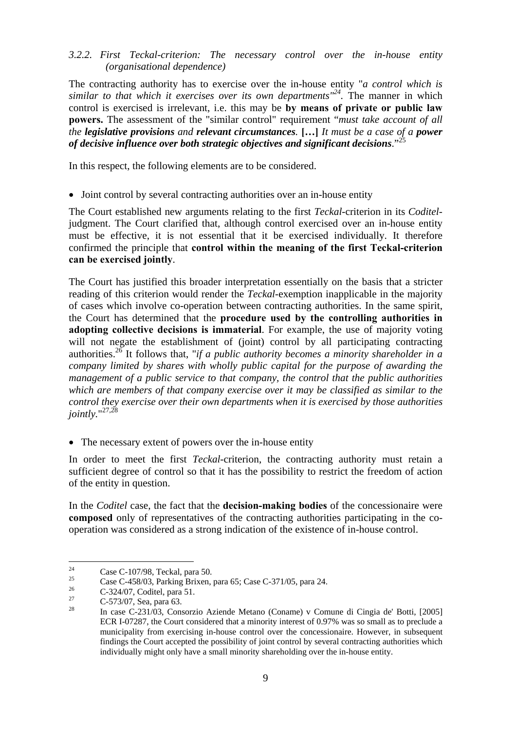### 3.2.2. *First Teckal-criterion: The necessary control over the in-house entity (organisational dependence)*

The contracting authority has to exercise over the in-house entity "*a control which is similar to that which it exercises over its own departments*"[24]. The manner in which control is exercised is irrelevant, i.e. this may be **by means of private or public law powers.** The assessment of the "similar control" requirement "*must take account of all the **legislative provisions** and **relevant circumstances**.* **[…]** *It must be a case of a **power of decisive influence over both strategic objectives and significant decisions**.*"[25]

In this respect, the following elements are to be considered.

- Joint control by several contracting authorities over an in-house entity

The Court established new arguments relating to the first *Teckal*-criterion in its *Coditel*-judgment. The Court clarified that, although control exercised over an in-house entity must be effective, it is not essential that it be exercised individually. It therefore confirmed the principle that **control within the meaning of the first Teckal-criterion can be exercised jointly**.

The Court has justified this broader interpretation essentially on the basis that a stricter reading of this criterion would render the *Teckal*-exemption inapplicable in the majority of cases which involve co-operation between contracting authorities. In the same spirit, the Court has determined that the **procedure used by the controlling authorities in adopting collective decisions is immaterial**. For example, the use of majority voting will not negate the establishment of (joint) control by all participating contracting authorities.[26] It follows that, "*if a public authority becomes a minority shareholder in a company limited by shares with wholly public capital for the purpose of awarding the management of a public service to that company, the control that the public authorities which are members of that company exercise over it may be classified as similar to the control they exercise over their own departments when it is exercised by those authorities jointly.*"[27,28]

- The necessary extent of powers over the in-house entity

In order to meet the first *Teckal*-criterion, the contracting authority must retain a sufficient degree of control so that it has the possibility to restrict the freedom of action of the entity in question.

In the *Coditel* case, the fact that the **decision-making bodies** of the concessionaire were **composed** only of representatives of the contracting authorities participating in the co-operation was considered as a strong indication of the existence of in-house control.

---

[24] Case C-107/98, Teckal, para 50.

[25] Case C-458/03, Parking Brixen, para 65; Case C-371/05, para 24.

[26] C-324/07, Coditel, para 51.

[27] C-573/07, Sea, para 63.

[28] In case C-231/03, Consorzio Aziende Metano (Coname) v Comune di Cingia de' Botti, [2005] ECR I-07287, the Court considered that a minority interest of 0.97% was so small as to preclude a municipality from exercising in-house control over the concessionaire. However, in subsequent findings the Court accepted the possibility of joint control by several contracting authorities which individually might only have a small minority shareholding over the in-house entity.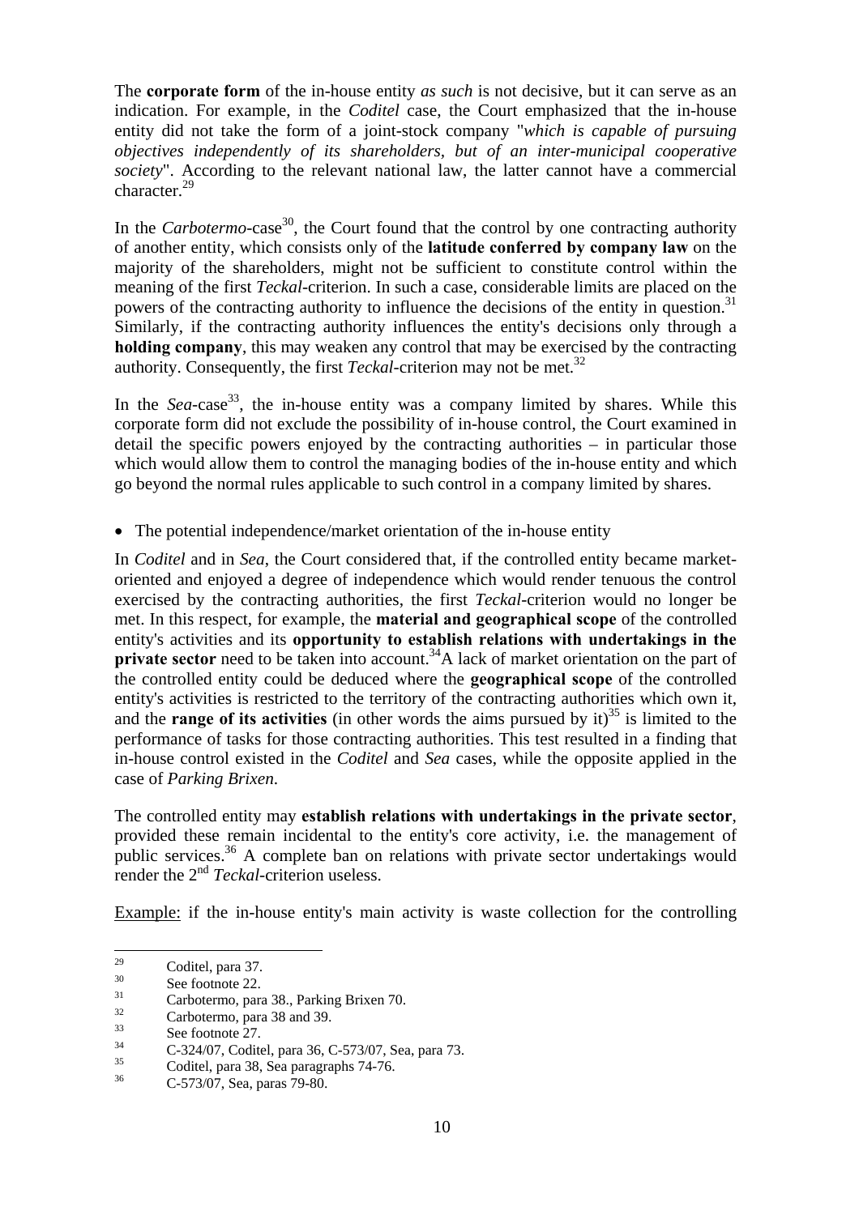The **corporate form** of the in-house entity *as such* is not decisive, but it can serve as an indication. For example, in the *Coditel* case, the Court emphasized that the in-house entity did not take the form of a joint-stock company "*which is capable of pursuing objectives independently of its shareholders, but of an inter-municipal cooperative society*". According to the relevant national law, the latter cannot have a commercial character.[29]

In the *Carbotermo*-case[30], the Court found that the control by one contracting authority of another entity, which consists only of the **latitude conferred by company law** on the majority of the shareholders, might not be sufficient to constitute control within the meaning of the first *Teckal*-criterion. In such a case, considerable limits are placed on the powers of the contracting authority to influence the decisions of the entity in question.[31] Similarly, if the contracting authority influences the entity's decisions only through a **holding company**, this may weaken any control that may be exercised by the contracting authority. Consequently, the first *Teckal*-criterion may not be met.[32]

In the *Sea*-case[33], the in-house entity was a company limited by shares. While this corporate form did not exclude the possibility of in-house control, the Court examined in detail the specific powers enjoyed by the contracting authorities – in particular those which would allow them to control the managing bodies of the in-house entity and which go beyond the normal rules applicable to such control in a company limited by shares.

- The potential independence/market orientation of the in-house entity

In *Coditel* and in *Sea*, the Court considered that, if the controlled entity became market-oriented and enjoyed a degree of independence which would render tenuous the control exercised by the contracting authorities, the first *Teckal*-criterion would no longer be met. In this respect, for example, the **material and geographical scope** of the controlled entity's activities and its **opportunity to establish relations with undertakings in the private sector** need to be taken into account.[34]A lack of market orientation on the part of the controlled entity could be deduced where the **geographical scope** of the controlled entity's activities is restricted to the territory of the contracting authorities which own it, and the **range of its activities** (in other words the aims pursued by it)[35] is limited to the performance of tasks for those contracting authorities. This test resulted in a finding that in-house control existed in the *Coditel* and *Sea* cases, while the opposite applied in the case of *Parking Brixen*.

The controlled entity may **establish relations with undertakings in the private sector**, provided these remain incidental to the entity's core activity, i.e. the management of public services.[36] A complete ban on relations with private sector undertakings would render the 2nd *Teckal*-criterion useless.

Example: if the in-house entity's main activity is waste collection for the controlling

---

[29] Coditel, para 37.

[30] See footnote 22.

[31] Carbotermo, para 38., Parking Brixen 70.

[32] Carbotermo, para 38 and 39.

[33] See footnote 27.

[34] C-324/07, Coditel, para 36, C-573/07, Sea, para 73.

[35] Coditel, para 38, Sea paragraphs 74-76.

[36] C-573/07, Sea, paras 79-80.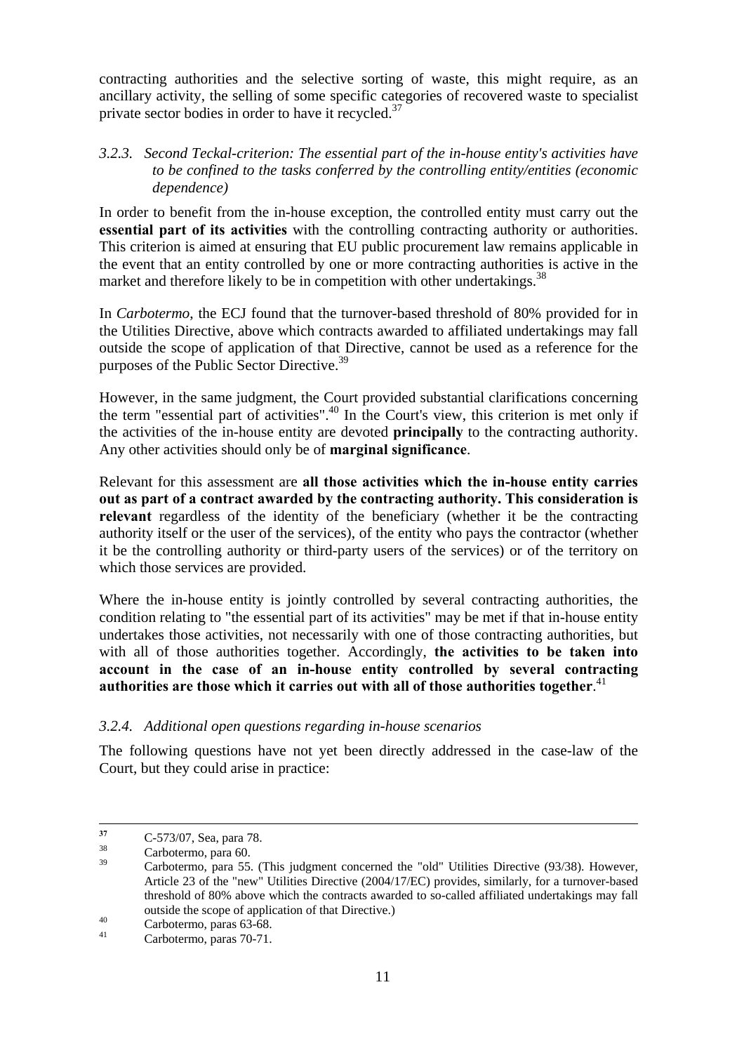contracting authorities and the selective sorting of waste, this might require, as an ancillary activity, the selling of some specific categories of recovered waste to specialist private sector bodies in order to have it recycled.[37]

### *3.2.3. Second Teckal-criterion: The essential part of the in-house entity's activities have to be confined to the tasks conferred by the controlling entity/entities (economic dependence)*

In order to benefit from the in-house exception, the controlled entity must carry out the **essential part of its activities** with the controlling contracting authority or authorities. This criterion is aimed at ensuring that EU public procurement law remains applicable in the event that an entity controlled by one or more contracting authorities is active in the market and therefore likely to be in competition with other undertakings.[38]

In *Carbotermo*, the ECJ found that the turnover-based threshold of 80% provided for in the Utilities Directive, above which contracts awarded to affiliated undertakings may fall outside the scope of application of that Directive, cannot be used as a reference for the purposes of the Public Sector Directive.[39]

However, in the same judgment, the Court provided substantial clarifications concerning the term "essential part of activities".[40] In the Court's view, this criterion is met only if the activities of the in-house entity are devoted **principally** to the contracting authority. Any other activities should only be of **marginal significance**.

Relevant for this assessment are **all those activities which the in-house entity carries out as part of a contract awarded by the contracting authority. This consideration is relevant** regardless of the identity of the beneficiary (whether it be the contracting authority itself or the user of the services), of the entity who pays the contractor (whether it be the controlling authority or third-party users of the services) or of the territory on which those services are provided.

Where the in-house entity is jointly controlled by several contracting authorities, the condition relating to "the essential part of its activities" may be met if that in-house entity undertakes those activities, not necessarily with one of those contracting authorities, but with all of those authorities together. Accordingly, **the activities to be taken into account in the case of an in-house entity controlled by several contracting authorities are those which it carries out with all of those authorities together**.[41]

### *3.2.4. Additional open questions regarding in-house scenarios*

The following questions have not yet been directly addressed in the case-law of the Court, but they could arise in practice:

---

[37] C-573/07, Sea, para 78.

[38] Carbotermo, para 60.

[39] Carbotermo, para 55. (This judgment concerned the "old" Utilities Directive (93/38). However, Article 23 of the "new" Utilities Directive (2004/17/EC) provides, similarly, for a turnover-based threshold of 80% above which the contracts awarded to so-called affiliated undertakings may fall outside the scope of application of that Directive.)

[40] Carbotermo, paras 63-68.

[41] Carbotermo, paras 70-71.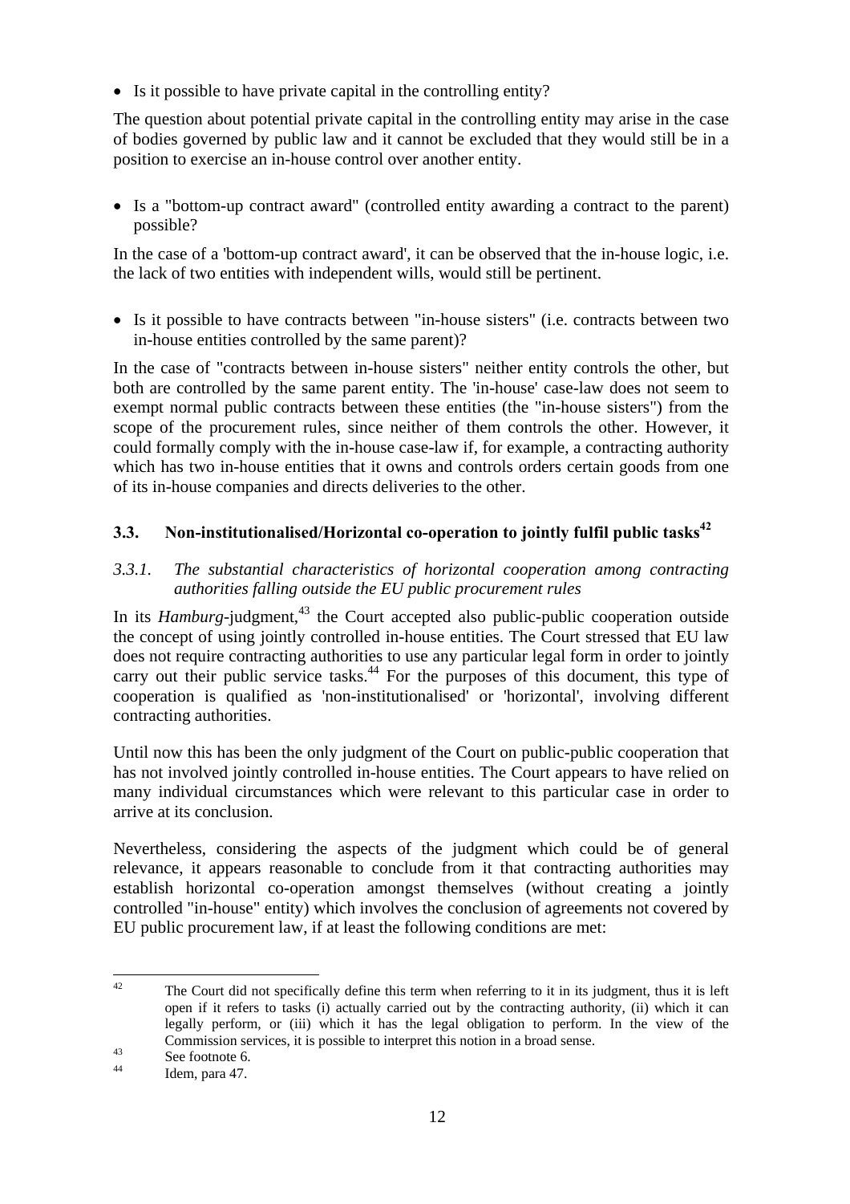- Is it possible to have private capital in the controlling entity?

The question about potential private capital in the controlling entity may arise in the case of bodies governed by public law and it cannot be excluded that they would still be in a position to exercise an in-house control over another entity.

- Is a "bottom-up contract award" (controlled entity awarding a contract to the parent) possible?

In the case of a 'bottom-up contract award', it can be observed that the in-house logic, i.e. the lack of two entities with independent wills, would still be pertinent.

- Is it possible to have contracts between "in-house sisters" (i.e. contracts between two in-house entities controlled by the same parent)?

In the case of "contracts between in-house sisters" neither entity controls the other, but both are controlled by the same parent entity. The 'in-house' case-law does not seem to exempt normal public contracts between these entities (the "in-house sisters") from the scope of the procurement rules, since neither of them controls the other. However, it could formally comply with the in-house case-law if, for example, a contracting authority which has two in-house entities that it owns and controls orders certain goods from one of its in-house companies and directs deliveries to the other.

## 3.3. Non-institutionalised/Horizontal co-operation to jointly fulfil public tasks[42]

### *3.3.1. The substantial characteristics of horizontal cooperation among contracting authorities falling outside the EU public procurement rules*

In its *Hamburg*-judgment,[43] the Court accepted also public-public cooperation outside the concept of using jointly controlled in-house entities. The Court stressed that EU law does not require contracting authorities to use any particular legal form in order to jointly carry out their public service tasks.[44] For the purposes of this document, this type of cooperation is qualified as 'non-institutionalised' or 'horizontal', involving different contracting authorities.

Until now this has been the only judgment of the Court on public-public cooperation that has not involved jointly controlled in-house entities. The Court appears to have relied on many individual circumstances which were relevant to this particular case in order to arrive at its conclusion.

Nevertheless, considering the aspects of the judgment which could be of general relevance, it appears reasonable to conclude from it that contracting authorities may establish horizontal co-operation amongst themselves (without creating a jointly controlled "in-house" entity) which involves the conclusion of agreements not covered by EU public procurement law, if at least the following conditions are met:

---

[42] The Court did not specifically define this term when referring to it in its judgment, thus it is left open if it refers to tasks (i) actually carried out by the contracting authority, (ii) which it can legally perform, or (iii) which it has the legal obligation to perform. In the view of the Commission services, it is possible to interpret this notion in a broad sense.

[43] See footnote 6.

[44] Idem, para 47.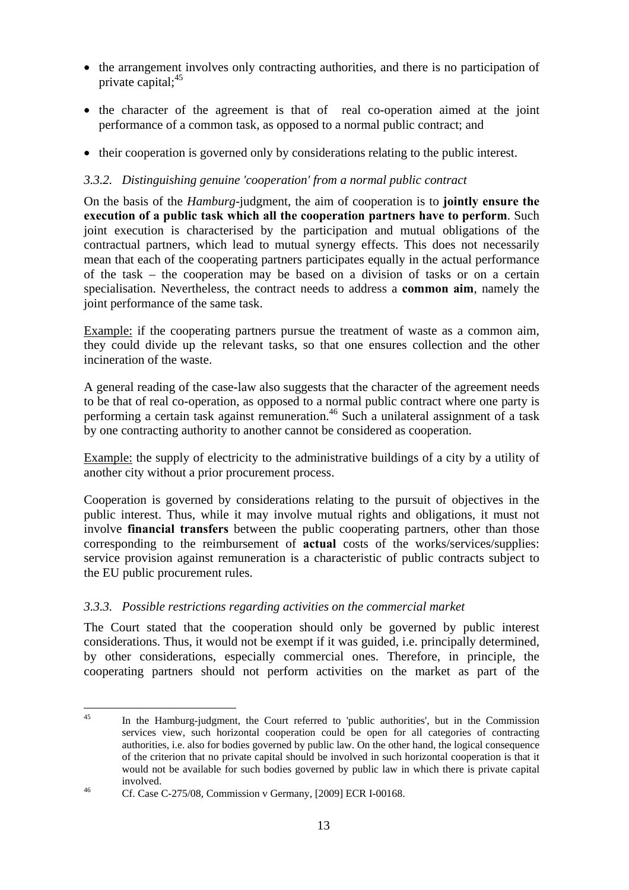- the arrangement involves only contracting authorities, and there is no participation of private capital;[45]
- the character of the agreement is that of real co-operation aimed at the joint performance of a common task, as opposed to a normal public contract; and
- their cooperation is governed only by considerations relating to the public interest.

### *3.3.2. Distinguishing genuine 'cooperation' from a normal public contract*

On the basis of the *Hamburg*-judgment, the aim of cooperation is to **jointly ensure the execution of a public task which all the cooperation partners have to perform**. Such joint execution is characterised by the participation and mutual obligations of the contractual partners, which lead to mutual synergy effects. This does not necessarily mean that each of the cooperating partners participates equally in the actual performance of the task – the cooperation may be based on a division of tasks or on a certain specialisation. Nevertheless, the contract needs to address a **common aim**, namely the joint performance of the same task.

Example: if the cooperating partners pursue the treatment of waste as a common aim, they could divide up the relevant tasks, so that one ensures collection and the other incineration of the waste.

A general reading of the case-law also suggests that the character of the agreement needs to be that of real co-operation, as opposed to a normal public contract where one party is performing a certain task against remuneration.[46] Such a unilateral assignment of a task by one contracting authority to another cannot be considered as cooperation.

Example: the supply of electricity to the administrative buildings of a city by a utility of another city without a prior procurement process.

Cooperation is governed by considerations relating to the pursuit of objectives in the public interest. Thus, while it may involve mutual rights and obligations, it must not involve **financial transfers** between the public cooperating partners, other than those corresponding to the reimbursement of **actual** costs of the works/services/supplies: service provision against remuneration is a characteristic of public contracts subject to the EU public procurement rules.

### *3.3.3. Possible restrictions regarding activities on the commercial market*

The Court stated that the cooperation should only be governed by public interest considerations. Thus, it would not be exempt if it was guided, i.e. principally determined, by other considerations, especially commercial ones. Therefore, in principle, the cooperating partners should not perform activities on the market as part of the

---

[45] In the Hamburg-judgment, the Court referred to 'public authorities', but in the Commission services view, such horizontal cooperation could be open for all categories of contracting authorities, i.e. also for bodies governed by public law. On the other hand, the logical consequence of the criterion that no private capital should be involved in such horizontal cooperation is that it would not be available for such bodies governed by public law in which there is private capital involved.

[46] Cf. Case C-275/08, Commission v Germany, [2009] ECR I-00168.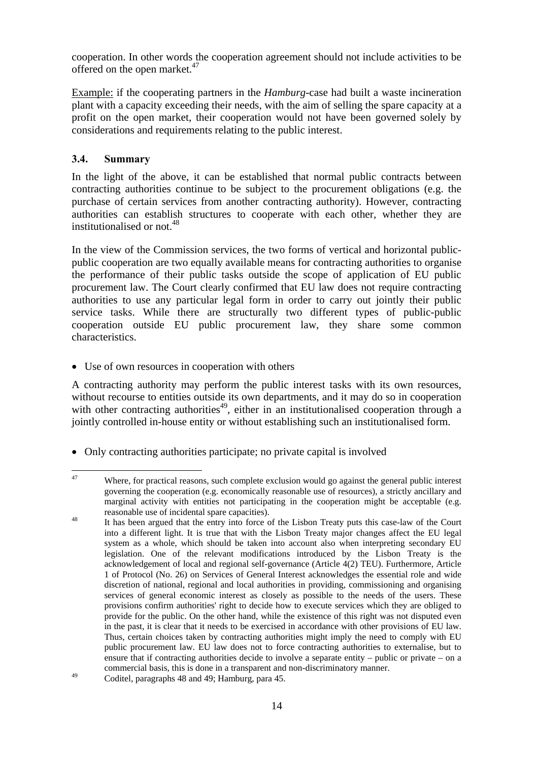cooperation. In other words the cooperation agreement should not include activities to be offered on the open market.[47]

Example: if the cooperating partners in the *Hamburg*-case had built a waste incineration plant with a capacity exceeding their needs, with the aim of selling the spare capacity at a profit on the open market, their cooperation would not have been governed solely by considerations and requirements relating to the public interest.

### 3.4. Summary

In the light of the above, it can be established that normal public contracts between contracting authorities continue to be subject to the procurement obligations (e.g. the purchase of certain services from another contracting authority). However, contracting authorities can establish structures to cooperate with each other, whether they are institutionalised or not.[48]

In the view of the Commission services, the two forms of vertical and horizontal public-public cooperation are two equally available means for contracting authorities to organise the performance of their public tasks outside the scope of application of EU public procurement law. The Court clearly confirmed that EU law does not require contracting authorities to use any particular legal form in order to carry out jointly their public service tasks. While there are structurally two different types of public-public cooperation outside EU public procurement law, they share some common characteristics.

- Use of own resources in cooperation with others

A contracting authority may perform the public interest tasks with its own resources, without recourse to entities outside its own departments, and it may do so in cooperation with other contracting authorities[49], either in an institutionalised cooperation through a jointly controlled in-house entity or without establishing such an institutionalised form.

- Only contracting authorities participate; no private capital is involved

---

[47] Where, for practical reasons, such complete exclusion would go against the general public interest governing the cooperation (e.g. economically reasonable use of resources), a strictly ancillary and marginal activity with entities not participating in the cooperation might be acceptable (e.g. reasonable use of incidental spare capacities).

[48] It has been argued that the entry into force of the Lisbon Treaty puts this case-law of the Court into a different light. It is true that with the Lisbon Treaty major changes affect the EU legal system as a whole, which should be taken into account also when interpreting secondary EU legislation. One of the relevant modifications introduced by the Lisbon Treaty is the acknowledgement of local and regional self-governance (Article 4(2) TEU). Furthermore, Article 1 of Protocol (No. 26) on Services of General Interest acknowledges the essential role and wide discretion of national, regional and local authorities in providing, commissioning and organising services of general economic interest as closely as possible to the needs of the users. These provisions confirm authorities' right to decide how to execute services which they are obliged to provide for the public. On the other hand, while the existence of this right was not disputed even in the past, it is clear that it needs to be exercised in accordance with other provisions of EU law. Thus, certain choices taken by contracting authorities might imply the need to comply with EU public procurement law. EU law does not to force contracting authorities to externalise, but to ensure that if contracting authorities decide to involve a separate entity – public or private – on a commercial basis, this is done in a transparent and non-discriminatory manner.

[49] Coditel, paragraphs 48 and 49; Hamburg, para 45.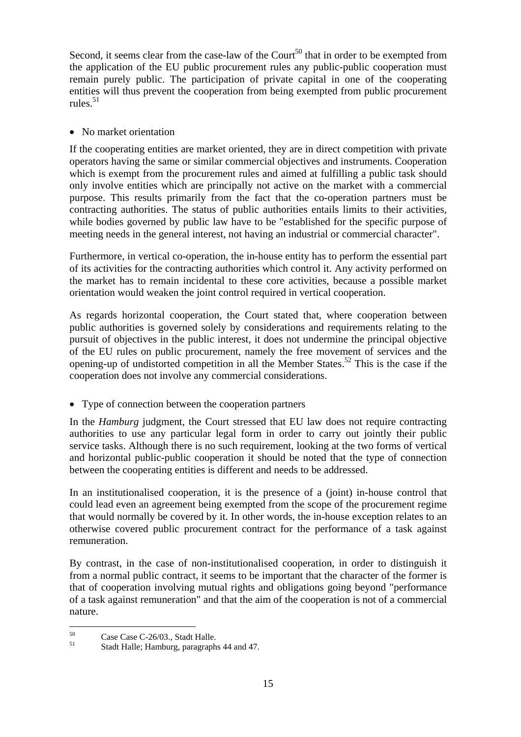Second, it seems clear from the case-law of the Court[50] that in order to be exempted from the application of the EU public procurement rules any public-public cooperation must remain purely public. The participation of private capital in one of the cooperating entities will thus prevent the cooperation from being exempted from public procurement rules.[51]

- No market orientation

If the cooperating entities are market oriented, they are in direct competition with private operators having the same or similar commercial objectives and instruments. Cooperation which is exempt from the procurement rules and aimed at fulfilling a public task should only involve entities which are principally not active on the market with a commercial purpose. This results primarily from the fact that the co-operation partners must be contracting authorities. The status of public authorities entails limits to their activities, while bodies governed by public law have to be "established for the specific purpose of meeting needs in the general interest, not having an industrial or commercial character".

Furthermore, in vertical co-operation, the in-house entity has to perform the essential part of its activities for the contracting authorities which control it. Any activity performed on the market has to remain incidental to these core activities, because a possible market orientation would weaken the joint control required in vertical cooperation.

As regards horizontal cooperation, the Court stated that, where cooperation between public authorities is governed solely by considerations and requirements relating to the pursuit of objectives in the public interest, it does not undermine the principal objective of the EU rules on public procurement, namely the free movement of services and the opening-up of undistorted competition in all the Member States.[52] This is the case if the cooperation does not involve any commercial considerations.

- Type of connection between the cooperation partners

In the *Hamburg* judgment, the Court stressed that EU law does not require contracting authorities to use any particular legal form in order to carry out jointly their public service tasks. Although there is no such requirement, looking at the two forms of vertical and horizontal public-public cooperation it should be noted that the type of connection between the cooperating entities is different and needs to be addressed.

In an institutionalised cooperation, it is the presence of a (joint) in-house control that could lead even an agreement being exempted from the scope of the procurement regime that would normally be covered by it. In other words, the in-house exception relates to an otherwise covered public procurement contract for the performance of a task against remuneration.

By contrast, in the case of non-institutionalised cooperation, in order to distinguish it from a normal public contract, it seems to be important that the character of the former is that of cooperation involving mutual rights and obligations going beyond "performance of a task against remuneration" and that the aim of the cooperation is not of a commercial nature.

---

[50] Case Case C-26/03., Stadt Halle.

[51] Stadt Halle; Hamburg, paragraphs 44 and 47.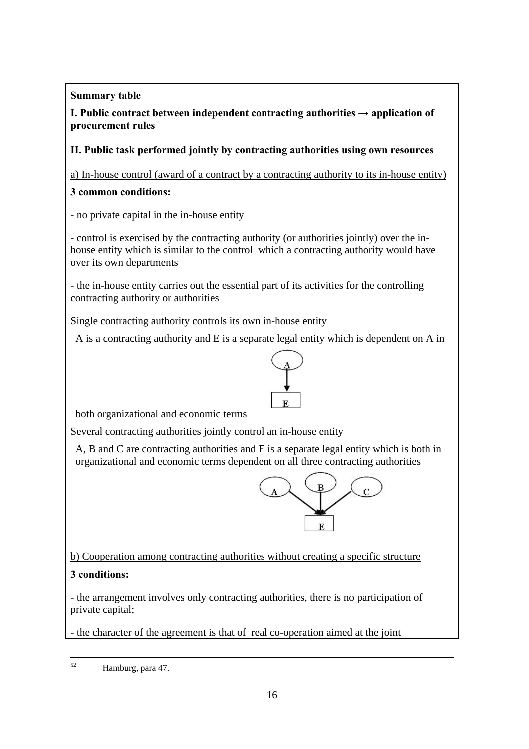**Summary table**

**I. Public contract between independent contracting authorities → application of procurement rules**

**II. Public task performed jointly by contracting authorities using own resources**

a) In-house control (award of a contract by a contracting authority to its in-house entity)

**3 common conditions:**

- no private capital in the in-house entity

- control is exercised by the contracting authority (or authorities jointly) over the in-house entity which is similar to the control which a contracting authority would have over its own departments

- the in-house entity carries out the essential part of its activities for the controlling contracting authority or authorities

Single contracting authority controls its own in-house entity

A is a contracting authority and E is a separate legal entity which is dependent on A in both organizational and economic terms

Several contracting authorities jointly control an in-house entity

A, B and C are contracting authorities and E is a separate legal entity which is both in organizational and economic terms dependent on all three contracting authorities

b) Cooperation among contracting authorities without creating a specific structure

**3 conditions:**

- the arrangement involves only contracting authorities, there is no participation of private capital;

- the character of the agreement is that of real co-operation aimed at the joint

---

[52] Hamburg, para 47.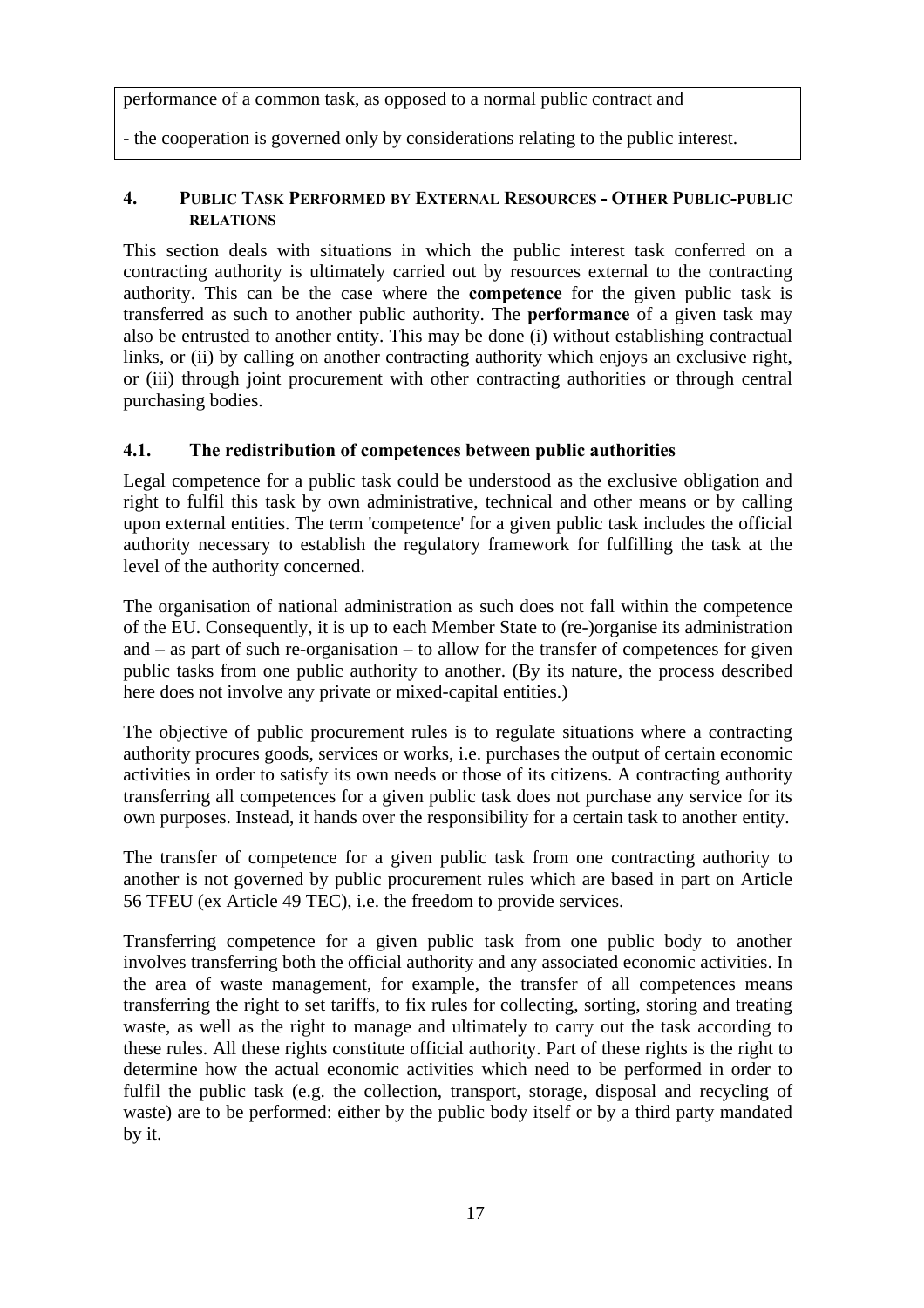performance of a common task, as opposed to a normal public contract and

- the cooperation is governed only by considerations relating to the public interest.

## 4. Public Task Performed by External Resources - Other Public-public Relations

This section deals with situations in which the public interest task conferred on a contracting authority is ultimately carried out by resources external to the contracting authority. This can be the case where the **competence** for the given public task is transferred as such to another public authority. The **performance** of a given task may also be entrusted to another entity. This may be done (i) without establishing contractual links, or (ii) by calling on another contracting authority which enjoys an exclusive right, or (iii) through joint procurement with other contracting authorities or through central purchasing bodies.

### 4.1. The redistribution of competences between public authorities

Legal competence for a public task could be understood as the exclusive obligation and right to fulfil this task by own administrative, technical and other means or by calling upon external entities. The term 'competence' for a given public task includes the official authority necessary to establish the regulatory framework for fulfilling the task at the level of the authority concerned.

The organisation of national administration as such does not fall within the competence of the EU. Consequently, it is up to each Member State to (re-)organise its administration and – as part of such re-organisation – to allow for the transfer of competences for given public tasks from one public authority to another. (By its nature, the process described here does not involve any private or mixed-capital entities.)

The objective of public procurement rules is to regulate situations where a contracting authority procures goods, services or works, i.e. purchases the output of certain economic activities in order to satisfy its own needs or those of its citizens. A contracting authority transferring all competences for a given public task does not purchase any service for its own purposes. Instead, it hands over the responsibility for a certain task to another entity.

The transfer of competence for a given public task from one contracting authority to another is not governed by public procurement rules which are based in part on Article 56 TFEU (ex Article 49 TEC), i.e. the freedom to provide services.

Transferring competence for a given public task from one public body to another involves transferring both the official authority and any associated economic activities. In the area of waste management, for example, the transfer of all competences means transferring the right to set tariffs, to fix rules for collecting, sorting, storing and treating waste, as well as the right to manage and ultimately to carry out the task according to these rules. All these rights constitute official authority. Part of these rights is the right to determine how the actual economic activities which need to be performed in order to fulfil the public task (e.g. the collection, transport, storage, disposal and recycling of waste) are to be performed: either by the public body itself or by a third party mandated by it.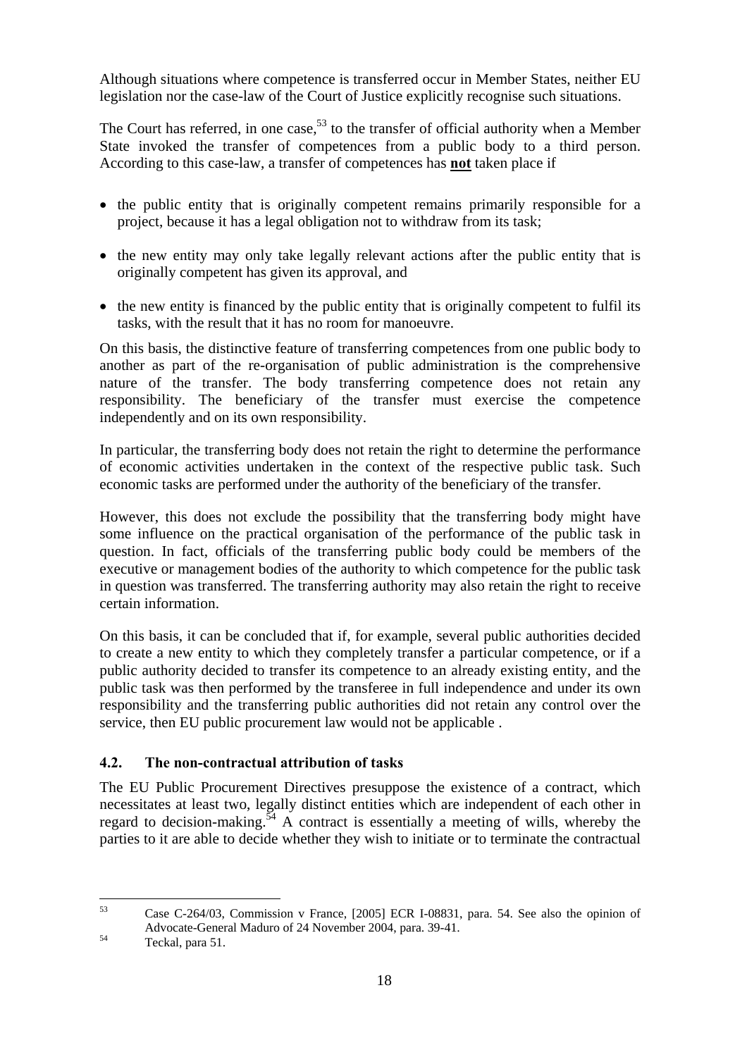Although situations where competence is transferred occur in Member States, neither EU legislation nor the case-law of the Court of Justice explicitly recognise such situations.

The Court has referred, in one case,[53] to the transfer of official authority when a Member State invoked the transfer of competences from a public body to a third person. According to this case-law, a transfer of competences has **not** taken place if

- the public entity that is originally competent remains primarily responsible for a project, because it has a legal obligation not to withdraw from its task;
- the new entity may only take legally relevant actions after the public entity that is originally competent has given its approval, and
- the new entity is financed by the public entity that is originally competent to fulfil its tasks, with the result that it has no room for manoeuvre.

On this basis, the distinctive feature of transferring competences from one public body to another as part of the re-organisation of public administration is the comprehensive nature of the transfer. The body transferring competence does not retain any responsibility. The beneficiary of the transfer must exercise the competence independently and on its own responsibility.

In particular, the transferring body does not retain the right to determine the performance of economic activities undertaken in the context of the respective public task. Such economic tasks are performed under the authority of the beneficiary of the transfer.

However, this does not exclude the possibility that the transferring body might have some influence on the practical organisation of the performance of the public task in question. In fact, officials of the transferring public body could be members of the executive or management bodies of the authority to which competence for the public task in question was transferred. The transferring authority may also retain the right to receive certain information.

On this basis, it can be concluded that if, for example, several public authorities decided to create a new entity to which they completely transfer a particular competence, or if a public authority decided to transfer its competence to an already existing entity, and the public task was then performed by the transferee in full independence and under its own responsibility and the transferring public authorities did not retain any control over the service, then EU public procurement law would not be applicable .

## 4.2. The non-contractual attribution of tasks

The EU Public Procurement Directives presuppose the existence of a contract, which necessitates at least two, legally distinct entities which are independent of each other in regard to decision-making.[54] A contract is essentially a meeting of wills, whereby the parties to it are able to decide whether they wish to initiate or to terminate the contractual

---

[53] Case C-264/03, Commission v France, [2005] ECR I-08831, para. 54. See also the opinion of Advocate-General Maduro of 24 November 2004, para. 39-41.

[54] Teckal, para 51.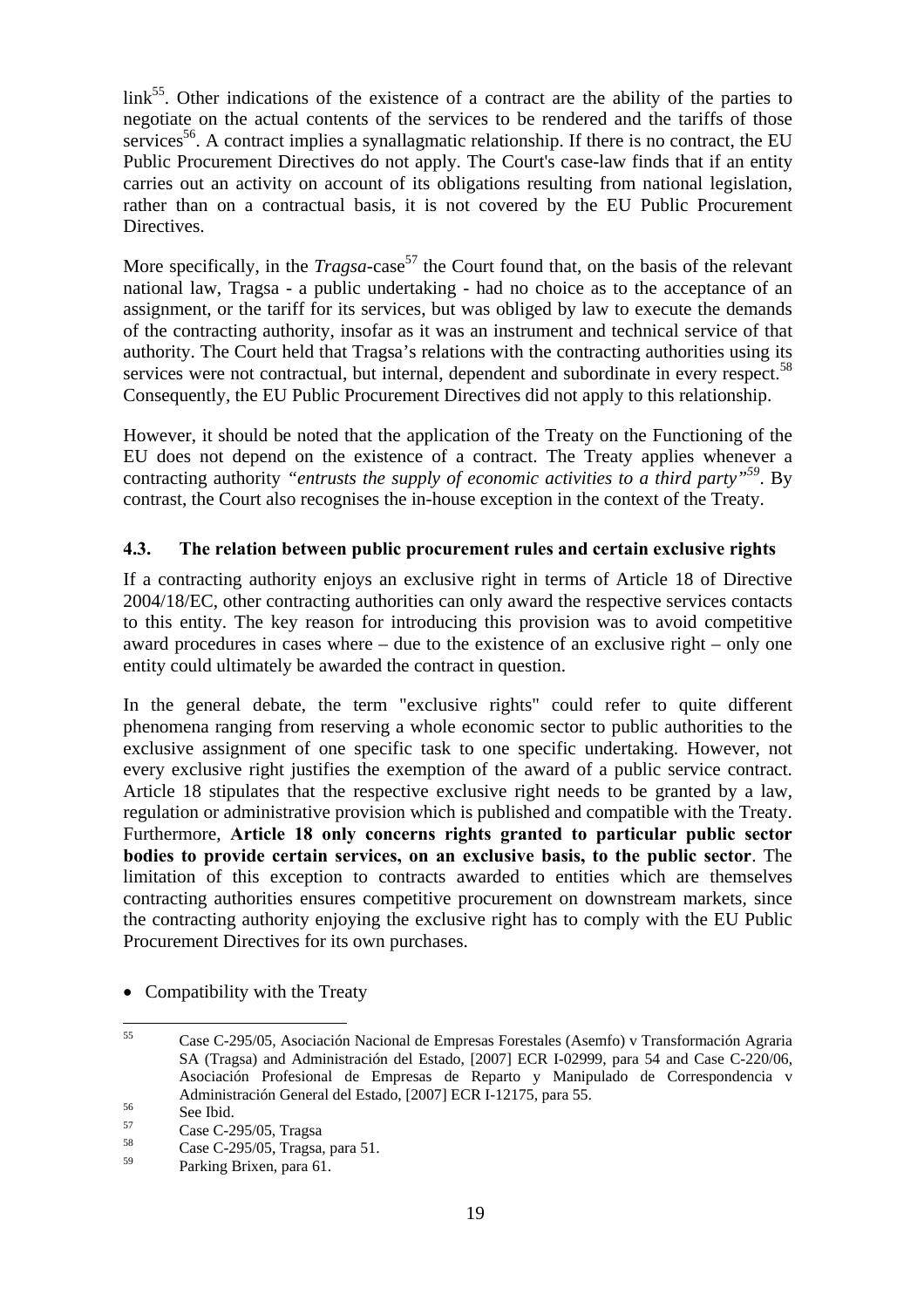link[55]. Other indications of the existence of a contract are the ability of the parties to negotiate on the actual contents of the services to be rendered and the tariffs of those services[56]. A contract implies a synallagmatic relationship. If there is no contract, the EU Public Procurement Directives do not apply. The Court's case-law finds that if an entity carries out an activity on account of its obligations resulting from national legislation, rather than on a contractual basis, it is not covered by the EU Public Procurement Directives.

More specifically, in the *Tragsa*-case[57] the Court found that, on the basis of the relevant national law, Tragsa - a public undertaking - had no choice as to the acceptance of an assignment, or the tariff for its services, but was obliged by law to execute the demands of the contracting authority, insofar as it was an instrument and technical service of that authority. The Court held that Tragsa's relations with the contracting authorities using its services were not contractual, but internal, dependent and subordinate in every respect.[58] Consequently, the EU Public Procurement Directives did not apply to this relationship.

However, it should be noted that the application of the Treaty on the Functioning of the EU does not depend on the existence of a contract. The Treaty applies whenever a contracting authority *"entrusts the supply of economic activities to a third party"*[59]. By contrast, the Court also recognises the in-house exception in the context of the Treaty.

### 4.3. The relation between public procurement rules and certain exclusive rights

If a contracting authority enjoys an exclusive right in terms of Article 18 of Directive 2004/18/EC, other contracting authorities can only award the respective services contacts to this entity. The key reason for introducing this provision was to avoid competitive award procedures in cases where – due to the existence of an exclusive right – only one entity could ultimately be awarded the contract in question.

In the general debate, the term "exclusive rights" could refer to quite different phenomena ranging from reserving a whole economic sector to public authorities to the exclusive assignment of one specific task to one specific undertaking. However, not every exclusive right justifies the exemption of the award of a public service contract. Article 18 stipulates that the respective exclusive right needs to be granted by a law, regulation or administrative provision which is published and compatible with the Treaty. Furthermore, **Article 18 only concerns rights granted to particular public sector bodies to provide certain services, on an exclusive basis, to the public sector**. The limitation of this exception to contracts awarded to entities which are themselves contracting authorities ensures competitive procurement on downstream markets, since the contracting authority enjoying the exclusive right has to comply with the EU Public Procurement Directives for its own purchases.

- Compatibility with the Treaty

---

[55] Case C-295/05, Asociación Nacional de Empresas Forestales (Asemfo) v Transformación Agraria SA (Tragsa) and Administración del Estado, [2007] ECR I-02999, para 54 and Case C-220/06, Asociación Profesional de Empresas de Reparto y Manipulado de Correspondencia v Administración General del Estado, [2007] ECR I-12175, para 55.

[56] See Ibid.

[57] Case C-295/05, Tragsa

[58] Case C-295/05, Tragsa, para 51.

[59] Parking Brixen, para 61.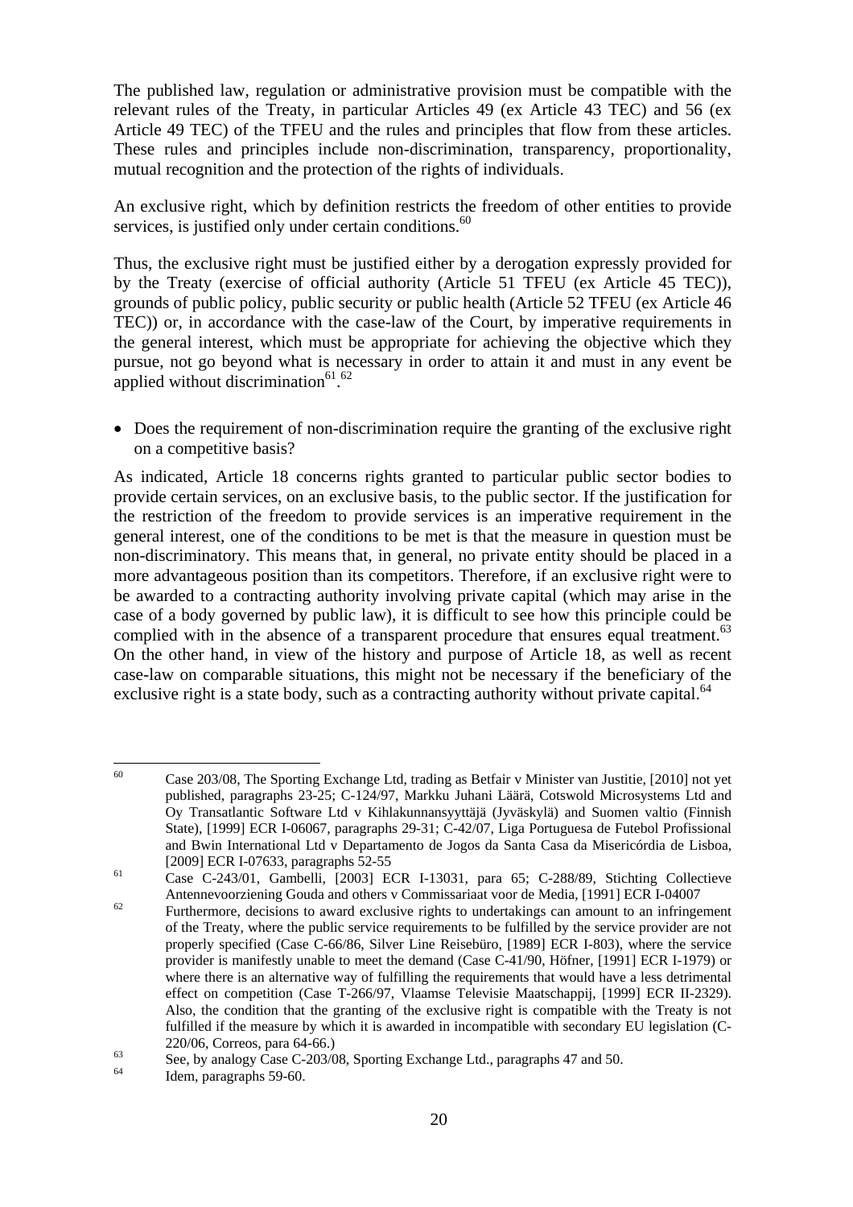The published law, regulation or administrative provision must be compatible with the relevant rules of the Treaty, in particular Articles 49 (ex Article 43 TEC) and 56 (ex Article 49 TEC) of the TFEU and the rules and principles that flow from these articles. These rules and principles include non-discrimination, transparency, proportionality, mutual recognition and the protection of the rights of individuals.

An exclusive right, which by definition restricts the freedom of other entities to provide services, is justified only under certain conditions.[60]

Thus, the exclusive right must be justified either by a derogation expressly provided for by the Treaty (exercise of official authority (Article 51 TFEU (ex Article 45 TEC)), grounds of public policy, public security or public health (Article 52 TFEU (ex Article 46 TEC)) or, in accordance with the case-law of the Court, by imperative requirements in the general interest, which must be appropriate for achieving the objective which they pursue, not go beyond what is necessary in order to attain it and must in any event be applied without discrimination[61].[62]

- Does the requirement of non-discrimination require the granting of the exclusive right on a competitive basis?

As indicated, Article 18 concerns rights granted to particular public sector bodies to provide certain services, on an exclusive basis, to the public sector. If the justification for the restriction of the freedom to provide services is an imperative requirement in the general interest, one of the conditions to be met is that the measure in question must be non-discriminatory. This means that, in general, no private entity should be placed in a more advantageous position than its competitors. Therefore, if an exclusive right were to be awarded to a contracting authority involving private capital (which may arise in the case of a body governed by public law), it is difficult to see how this principle could be complied with in the absence of a transparent procedure that ensures equal treatment.[63] On the other hand, in view of the history and purpose of Article 18, as well as recent case-law on comparable situations, this might not be necessary if the beneficiary of the exclusive right is a state body, such as a contracting authority without private capital.[64]

---

[60] Case 203/08, The Sporting Exchange Ltd, trading as Betfair v Minister van Justitie, [2010] not yet published, paragraphs 23-25; C-124/97, Markku Juhani Läärä, Cotswold Microsystems Ltd and Oy Transatlantic Software Ltd v Kihlakunnansyyttäjä (Jyväskylä) and Suomen valtio (Finnish State), [1999] ECR I-06067, paragraphs 29-31; C-42/07, Liga Portuguesa de Futebol Profissional and Bwin International Ltd v Departamento de Jogos da Santa Casa da Misericórdia de Lisboa, [2009] ECR I-07633, paragraphs 52-55

[61] Case C-243/01, Gambelli, [2003] ECR I-13031, para 65; C-288/89, Stichting Collectieve Antennevoorziening Gouda and others v Commissariaat voor de Media, [1991] ECR I-04007

[62] Furthermore, decisions to award exclusive rights to undertakings can amount to an infringement of the Treaty, where the public service requirements to be fulfilled by the service provider are not properly specified (Case C-66/86, Silver Line Reisebüro, [1989] ECR I-803), where the service provider is manifestly unable to meet the demand (Case C-41/90, Höfner, [1991] ECR I-1979) or where there is an alternative way of fulfilling the requirements that would have a less detrimental effect on competition (Case T-266/97, Vlaamse Televisie Maatschappij, [1999] ECR II-2329). Also, the condition that the granting of the exclusive right is compatible with the Treaty is not fulfilled if the measure by which it is awarded in incompatible with secondary EU legislation (C-220/06, Correos, para 64-66.)

[63] See, by analogy Case C-203/08, Sporting Exchange Ltd., paragraphs 47 and 50.

[64] Idem, paragraphs 59-60.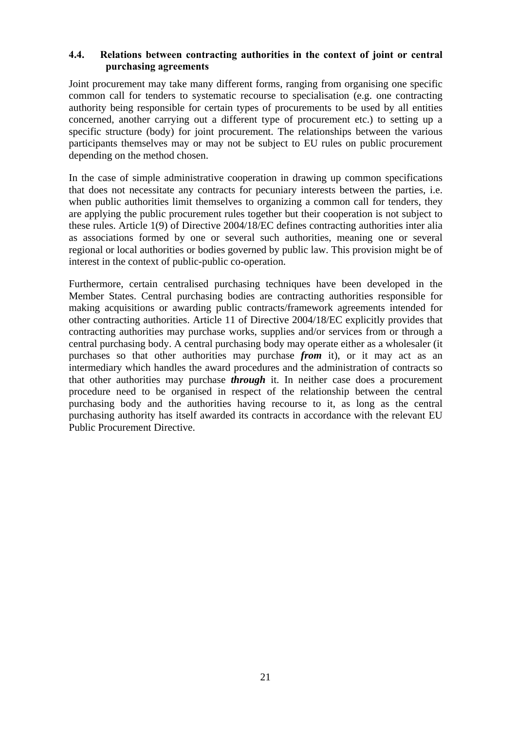### 4.4. Relations between contracting authorities in the context of joint or central purchasing agreements

Joint procurement may take many different forms, ranging from organising one specific common call for tenders to systematic recourse to specialisation (e.g. one contracting authority being responsible for certain types of procurements to be used by all entities concerned, another carrying out a different type of procurement etc.) to setting up a specific structure (body) for joint procurement. The relationships between the various participants themselves may or may not be subject to EU rules on public procurement depending on the method chosen.

In the case of simple administrative cooperation in drawing up common specifications that does not necessitate any contracts for pecuniary interests between the parties, i.e. when public authorities limit themselves to organizing a common call for tenders, they are applying the public procurement rules together but their cooperation is not subject to these rules. Article 1(9) of Directive 2004/18/EC defines contracting authorities inter alia as associations formed by one or several such authorities, meaning one or several regional or local authorities or bodies governed by public law. This provision might be of interest in the context of public-public co-operation.

Furthermore, certain centralised purchasing techniques have been developed in the Member States. Central purchasing bodies are contracting authorities responsible for making acquisitions or awarding public contracts/framework agreements intended for other contracting authorities. Article 11 of Directive 2004/18/EC explicitly provides that contracting authorities may purchase works, supplies and/or services from or through a central purchasing body. A central purchasing body may operate either as a wholesaler (it purchases so that other authorities may purchase ***from*** it), or it may act as an intermediary which handles the award procedures and the administration of contracts so that other authorities may purchase ***through*** it. In neither case does a procurement procedure need to be organised in respect of the relationship between the central purchasing body and the authorities having recourse to it, as long as the central purchasing authority has itself awarded its contracts in accordance with the relevant EU Public Procurement Directive.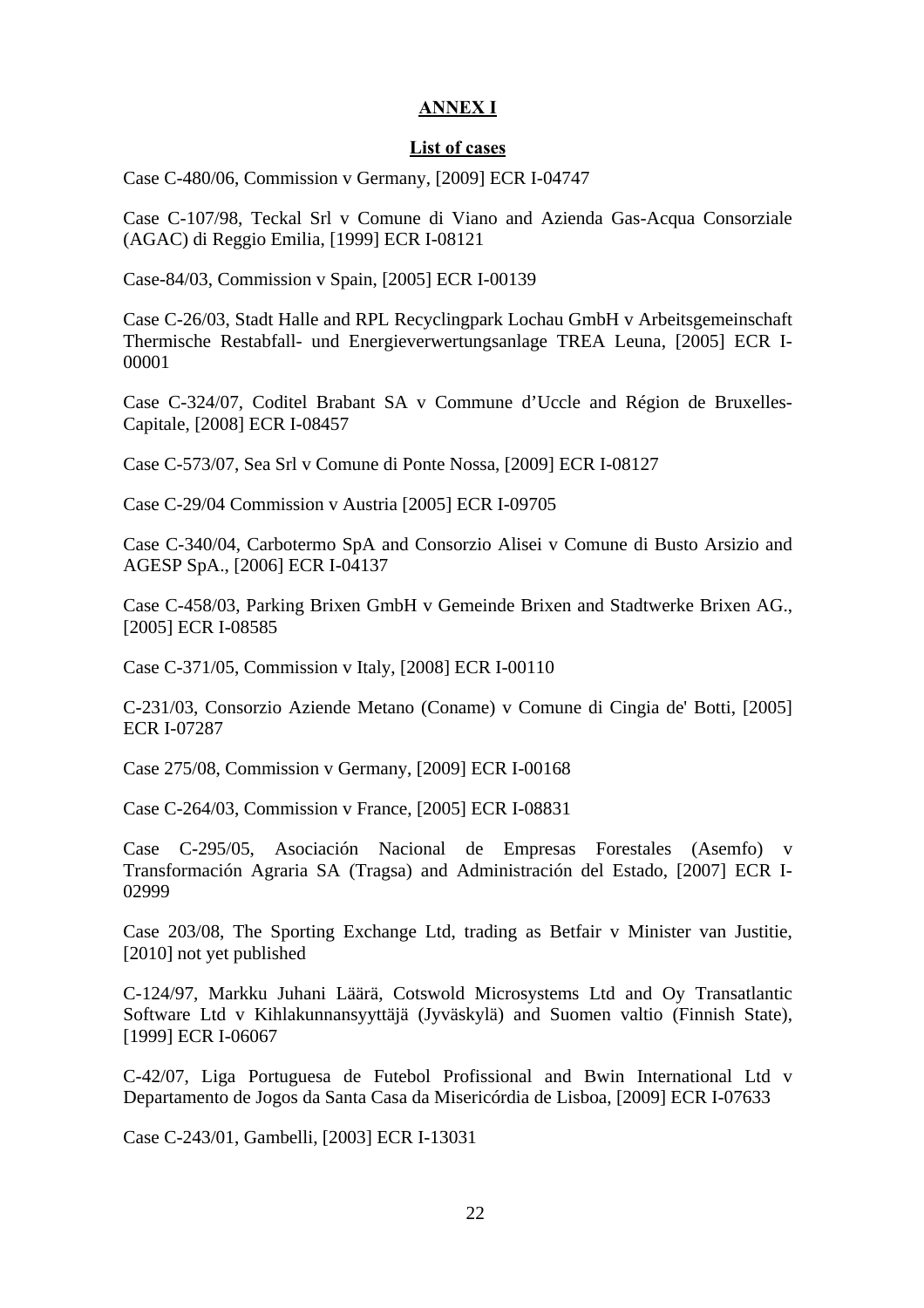## ANNEX I

### List of cases

Case C-480/06, Commission v Germany, [2009] ECR I-04747

Case C-107/98, Teckal Srl v Comune di Viano and Azienda Gas-Acqua Consorziale (AGAC) di Reggio Emilia, [1999] ECR I-08121

Case-84/03, Commission v Spain, [2005] ECR I-00139

Case C-26/03, Stadt Halle and RPL Recyclingpark Lochau GmbH v Arbeitsgemeinschaft Thermische Restabfall- und Energieverwertungsanlage TREA Leuna, [2005] ECR I-00001

Case C-324/07, Coditel Brabant SA v Commune d'Uccle and Région de Bruxelles-Capitale, [2008] ECR I-08457

Case C-573/07, Sea Srl v Comune di Ponte Nossa, [2009] ECR I-08127

Case C-29/04 Commission v Austria [2005] ECR I-09705

Case C-340/04, Carbotermo SpA and Consorzio Alisei v Comune di Busto Arsizio and AGESP SpA., [2006] ECR I-04137

Case C-458/03, Parking Brixen GmbH v Gemeinde Brixen and Stadtwerke Brixen AG., [2005] ECR I-08585

Case C-371/05, Commission v Italy, [2008] ECR I-00110

C-231/03, Consorzio Aziende Metano (Coname) v Comune di Cingia de' Botti, [2005] ECR I-07287

Case 275/08, Commission v Germany, [2009] ECR I-00168

Case C-264/03, Commission v France, [2005] ECR I-08831

Case C-295/05, Asociación Nacional de Empresas Forestales (Asemfo) v Transformación Agraria SA (Tragsa) and Administración del Estado, [2007] ECR I-02999

Case 203/08, The Sporting Exchange Ltd, trading as Betfair v Minister van Justitie, [2010] not yet published

C-124/97, Markku Juhani Läärä, Cotswold Microsystems Ltd and Oy Transatlantic Software Ltd v Kihlakunnansyyttäjä (Jyväskylä) and Suomen valtio (Finnish State), [1999] ECR I-06067

C-42/07, Liga Portuguesa de Futebol Profissional and Bwin International Ltd v Departamento de Jogos da Santa Casa da Misericórdia de Lisboa, [2009] ECR I-07633

Case C-243/01, Gambelli, [2003] ECR I-13031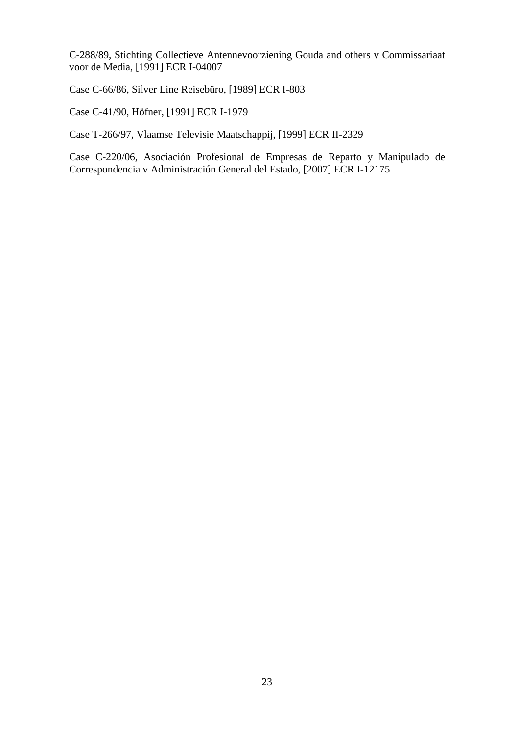C-288/89, Stichting Collectieve Antennevoorziening Gouda and others v Commissariaat voor de Media, [1991] ECR I-04007

Case C-66/86, Silver Line Reisebüro, [1989] ECR I-803

Case C-41/90, Höfner, [1991] ECR I-1979

Case T-266/97, Vlaamse Televisie Maatschappij, [1999] ECR II-2329

Case C-220/06, Asociación Profesional de Empresas de Reparto y Manipulado de Correspondencia v Administración General del Estado, [2007] ECR I-12175